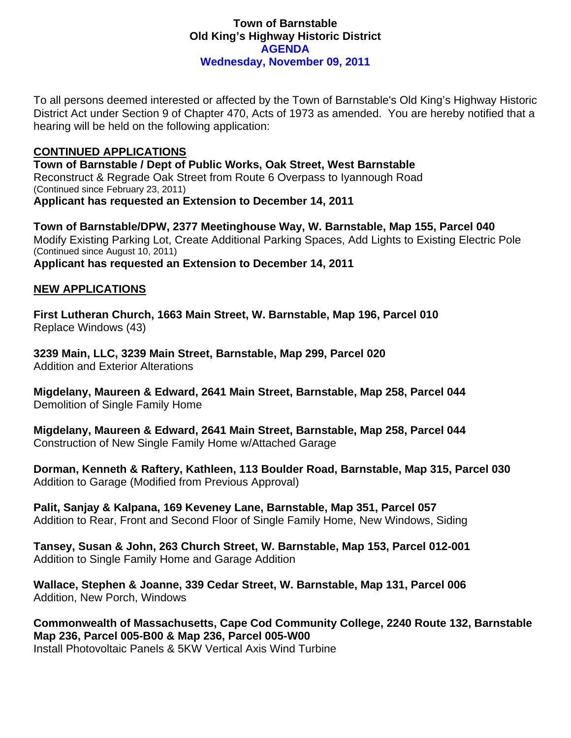# Town of Barnstable
## Old King's Highway Historic District
## AGENDA
## Wednesday, November 09, 2011

To all persons deemed interested or affected by the Town of Barnstable's Old King's Highway Historic District Act under Section 9 of Chapter 470, Acts of 1973 as amended. You are hereby notified that a hearing will be held on the following application:

### CONTINUED APPLICATIONS

**Town of Barnstable / Dept of Public Works, Oak Street, West Barnstable**
Reconstruct & Regrade Oak Street from Route 6 Overpass to Iyannough Road
(Continued since February 23, 2011)
**Applicant has requested an Extension to December 14, 2011**

**Town of Barnstable/DPW, 2377 Meetinghouse Way, W. Barnstable, Map 155, Parcel 040**
Modify Existing Parking Lot, Create Additional Parking Spaces, Add Lights to Existing Electric Pole
(Continued since August 10, 2011)
**Applicant has requested an Extension to December 14, 2011**

### NEW APPLICATIONS

**First Lutheran Church, 1663 Main Street, W. Barnstable, Map 196, Parcel 010**
Replace Windows (43)

**3239 Main, LLC, 3239 Main Street, Barnstable, Map 299, Parcel 020**
Addition and Exterior Alterations

**Migdelany, Maureen & Edward, 2641 Main Street, Barnstable, Map 258, Parcel 044**
Demolition of Single Family Home

**Migdelany, Maureen & Edward, 2641 Main Street, Barnstable, Map 258, Parcel 044**
Construction of New Single Family Home w/Attached Garage

**Dorman, Kenneth & Raftery, Kathleen, 113 Boulder Road, Barnstable, Map 315, Parcel 030**
Addition to Garage (Modified from Previous Approval)

**Palit, Sanjay & Kalpana, 169 Keveney Lane, Barnstable, Map 351, Parcel 057**
Addition to Rear, Front and Second Floor of Single Family Home, New Windows, Siding

**Tansey, Susan & John, 263 Church Street, W. Barnstable, Map 153, Parcel 012-001**
Addition to Single Family Home and Garage Addition

**Wallace, Stephen & Joanne, 339 Cedar Street, W. Barnstable, Map 131, Parcel 006**
Addition, New Porch, Windows

**Commonwealth of Massachusetts, Cape Cod Community College, 2240 Route 132, Barnstable Map 236, Parcel 005-B00 & Map 236, Parcel 005-W00**
Install Photovoltaic Panels & 5KW Vertical Axis Wind Turbine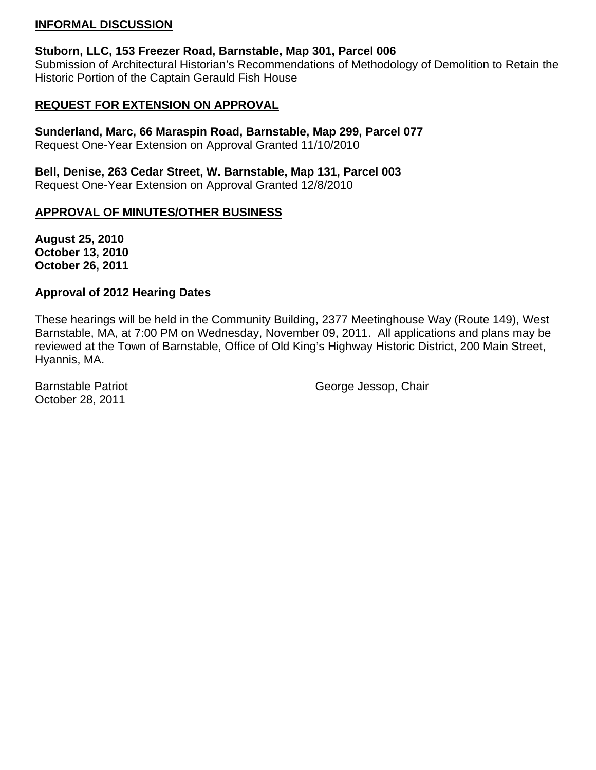## INFORMAL DISCUSSION

**Stuborn, LLC, 153 Freezer Road, Barnstable, Map 301, Parcel 006**
Submission of Architectural Historian's Recommendations of Methodology of Demolition to Retain the Historic Portion of the Captain Gerauld Fish House

## REQUEST FOR EXTENSION ON APPROVAL

**Sunderland, Marc, 66 Maraspin Road, Barnstable, Map 299, Parcel 077**
Request One-Year Extension on Approval Granted 11/10/2010

**Bell, Denise, 263 Cedar Street, W. Barnstable, Map 131, Parcel 003**
Request One-Year Extension on Approval Granted 12/8/2010

## APPROVAL OF MINUTES/OTHER BUSINESS

**August 25, 2010**
**October 13, 2010**
**October 26, 2011**

**Approval of 2012 Hearing Dates**

These hearings will be held in the Community Building, 2377 Meetinghouse Way (Route 149), West Barnstable, MA, at 7:00 PM on Wednesday, November 09, 2011. All applications and plans may be reviewed at the Town of Barnstable, Office of Old King's Highway Historic District, 200 Main Street, Hyannis, MA.

Barnstable Patriot
October 28, 2011

George Jessop, Chair